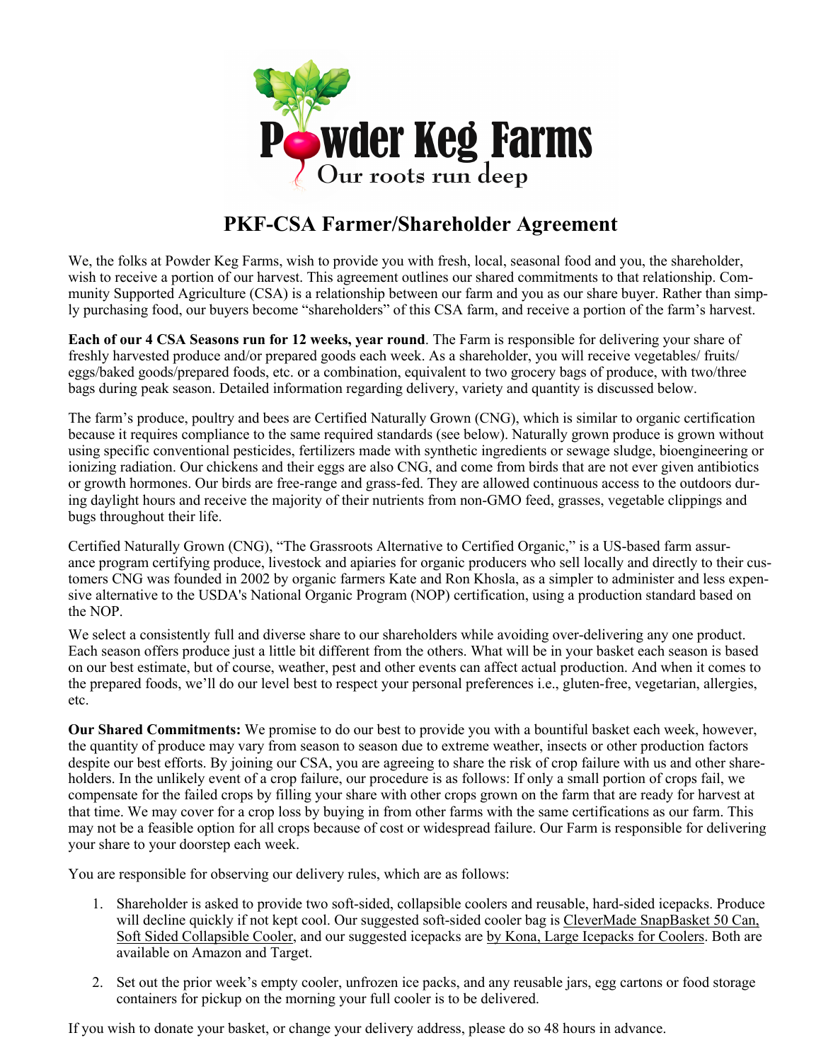Powder Keg Farms

Our roots run deep

# PKF-CSA Farmer/Shareholder Agreement

We, the folks at Powder Keg Farms, wish to provide you with fresh, local, seasonal food and you, the shareholder, wish to receive a portion of our harvest. This agreement outlines our shared commitments to that relationship. Community Supported Agriculture (CSA) is a relationship between our farm and you as our share buyer. Rather than simply purchasing food, our buyers become "shareholders" of this CSA farm, and receive a portion of the farm's harvest.

**Each of our 4 CSA Seasons run for 12 weeks, year round**. The Farm is responsible for delivering your share of freshly harvested produce and/or prepared goods each week. As a shareholder, you will receive vegetables/ fruits/ eggs/baked goods/prepared foods, etc. or a combination, equivalent to two grocery bags of produce, with two/three bags during peak season. Detailed information regarding delivery, variety and quantity is discussed below.

The farm's produce, poultry and bees are Certified Naturally Grown (CNG), which is similar to organic certification because it requires compliance to the same required standards (see below). Naturally grown produce is grown without using specific conventional pesticides, fertilizers made with synthetic ingredients or sewage sludge, bioengineering or ionizing radiation. Our chickens and their eggs are also CNG, and come from birds that are not ever given antibiotics or growth hormones. Our birds are free-range and grass-fed. They are allowed continuous access to the outdoors during daylight hours and receive the majority of their nutrients from non-GMO feed, grasses, vegetable clippings and bugs throughout their life.

Certified Naturally Grown (CNG), "The Grassroots Alternative to Certified Organic," is a US-based farm assurance program certifying produce, livestock and apiaries for organic producers who sell locally and directly to their customers CNG was founded in 2002 by organic farmers Kate and Ron Khosla, as a simpler to administer and less expensive alternative to the USDA's National Organic Program (NOP) certification, using a production standard based on the NOP.

We select a consistently full and diverse share to our shareholders while avoiding over-delivering any one product. Each season offers produce just a little bit different from the others. What will be in your basket each season is based on our best estimate, but of course, weather, pest and other events can affect actual production. And when it comes to the prepared foods, we'll do our level best to respect your personal preferences i.e., gluten-free, vegetarian, allergies, etc.

**Our Shared Commitments:** We promise to do our best to provide you with a bountiful basket each week, however, the quantity of produce may vary from season to season due to extreme weather, insects or other production factors despite our best efforts. By joining our CSA, you are agreeing to share the risk of crop failure with us and other shareholders. In the unlikely event of a crop failure, our procedure is as follows: If only a small portion of crops fail, we compensate for the failed crops by filling your share with other crops grown on the farm that are ready for harvest at that time. We may cover for a crop loss by buying in from other farms with the same certifications as our farm. This may not be a feasible option for all crops because of cost or widespread failure. Our Farm is responsible for delivering your share to your doorstep each week.

You are responsible for observing our delivery rules, which are as follows:

1. Shareholder is asked to provide two soft-sided, collapsible coolers and reusable, hard-sided icepacks. Produce will decline quickly if not kept cool. Our suggested soft-sided cooler bag is CleverMade SnapBasket 50 Can, Soft Sided Collapsible Cooler, and our suggested icepacks are by Kona, Large Icepacks for Coolers. Both are available on Amazon and Target.
2. Set out the prior week's empty cooler, unfrozen ice packs, and any reusable jars, egg cartons or food storage containers for pickup on the morning your full cooler is to be delivered.

If you wish to donate your basket, or change your delivery address, please do so 48 hours in advance.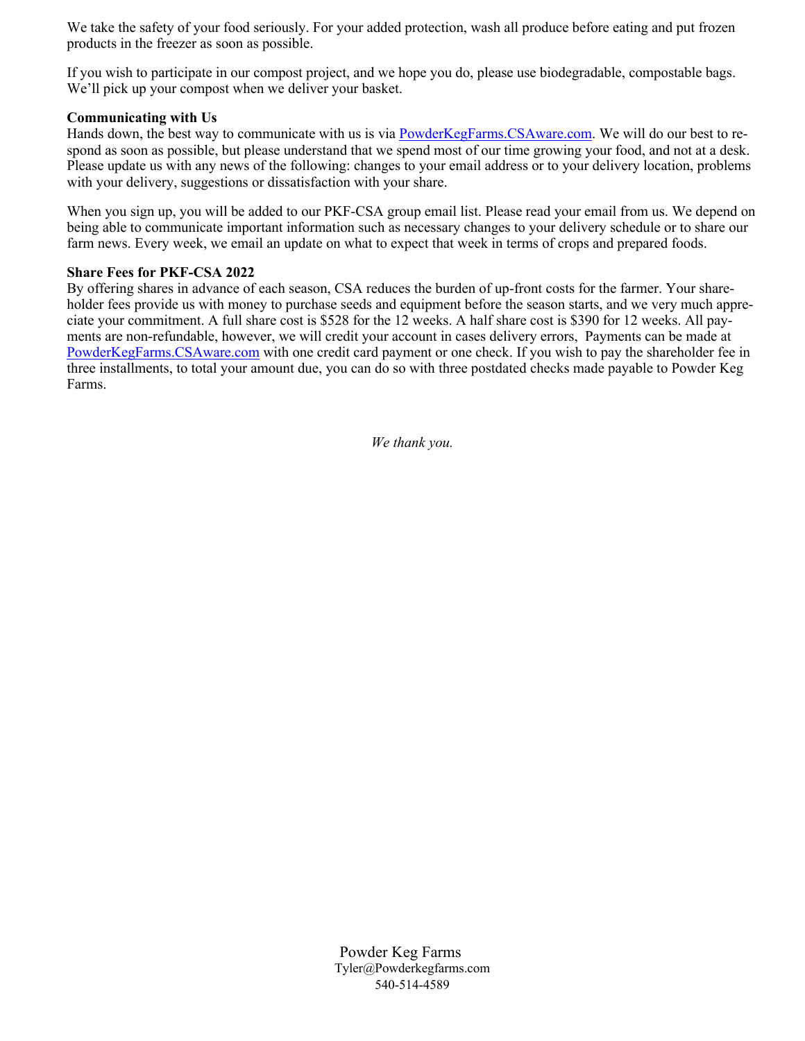We take the safety of your food seriously. For your added protection, wash all produce before eating and put frozen products in the freezer as soon as possible.

If you wish to participate in our compost project, and we hope you do, please use biodegradable, compostable bags. We'll pick up your compost when we deliver your basket.

**Communicating with Us**

Hands down, the best way to communicate with us is via PowderKegFarms.CSAware.com. We will do our best to respond as soon as possible, but please understand that we spend most of our time growing your food, and not at a desk. Please update us with any news of the following: changes to your email address or to your delivery location, problems with your delivery, suggestions or dissatisfaction with your share.

When you sign up, you will be added to our PKF-CSA group email list. Please read your email from us. We depend on being able to communicate important information such as necessary changes to your delivery schedule or to share our farm news. Every week, we email an update on what to expect that week in terms of crops and prepared foods.

**Share Fees for PKF-CSA 2022**

By offering shares in advance of each season, CSA reduces the burden of up-front costs for the farmer. Your shareholder fees provide us with money to purchase seeds and equipment before the season starts, and we very much appreciate your commitment. A full share cost is $528 for the 12 weeks. A half share cost is $390 for 12 weeks. All payments are non-refundable, however, we will credit your account in cases delivery errors, Payments can be made at PowderKegFarms.CSAware.com with one credit card payment or one check. If you wish to pay the shareholder fee in three installments, to total your amount due, you can do so with three postdated checks made payable to Powder Keg Farms.

*We thank you.*

Powder Keg Farms
Tyler@Powderkegfarms.com
540-514-4589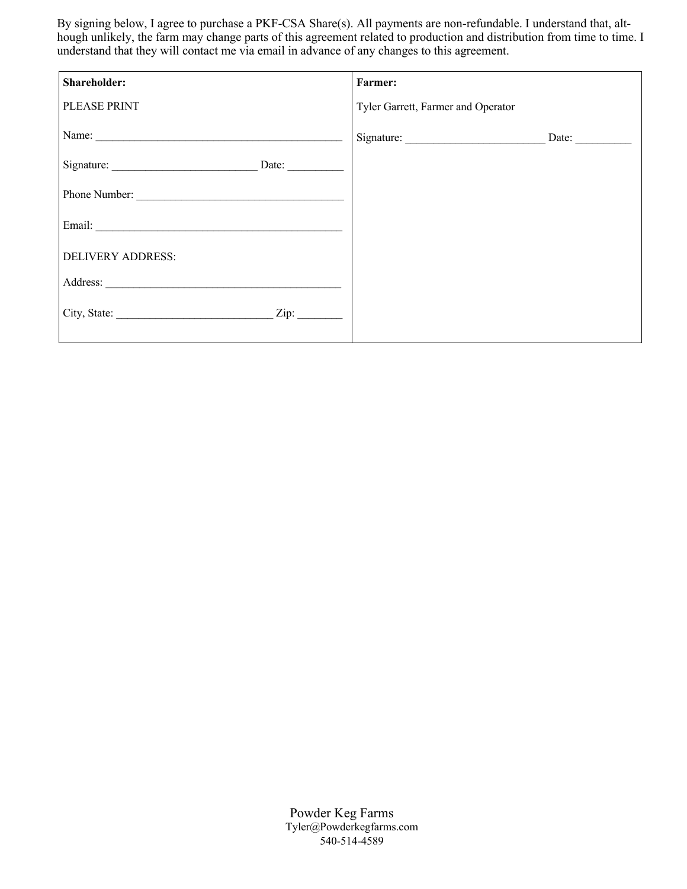By signing below, I agree to purchase a PKF-CSA Share(s). All payments are non-refundable. I understand that, although unlikely, the farm may change parts of this agreement related to production and distribution from time to time. I understand that they will contact me via email in advance of any changes to this agreement.

| | |
|---|---|
| **Shareholder:**<br><br>PLEASE PRINT<br><br>Name: _______________________________________________<br><br>Signature: ___________________________ Date: __________<br><br>Phone Number: ______________________________________<br><br>Email: _______________________________________________<br><br>DELIVERY ADDRESS:<br><br>Address: _____________________________________________<br><br>City, State: _____________________________ Zip: ________ | **Farmer:**<br><br>Tyler Garrett, Farmer and Operator<br><br>Signature: __________________________ Date: __________ |

Powder Keg Farms
Tyler@Powderkegfarms.com
540-514-4589